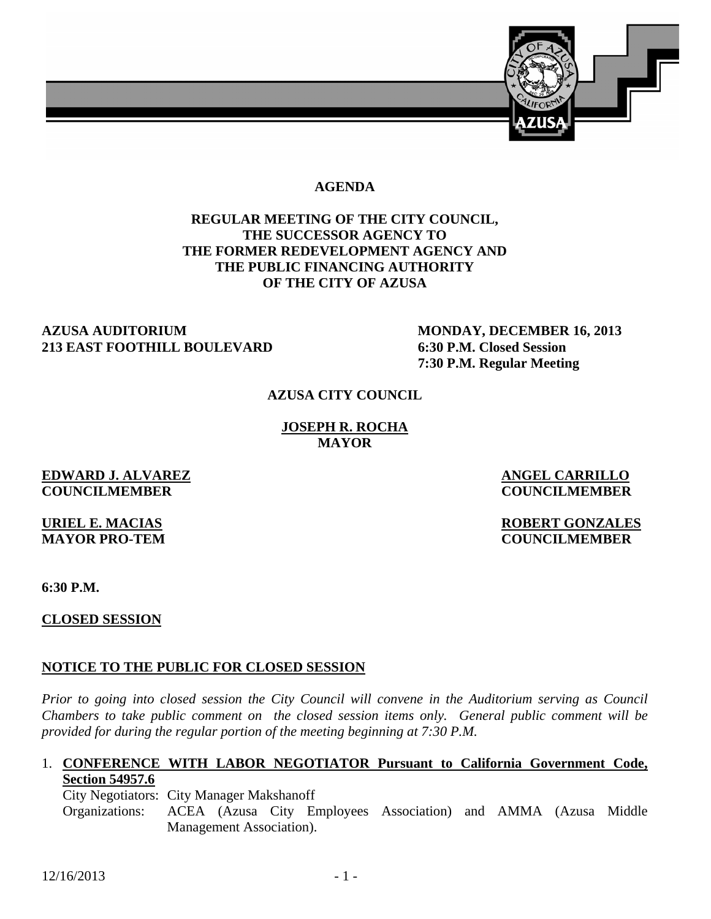# AGENDA

## REGULAR MEETING OF THE CITY COUNCIL, THE SUCCESSOR AGENCY TO THE FORMER REDEVELOPMENT AGENCY AND THE PUBLIC FINANCING AUTHORITY OF THE CITY OF AZUSA

**AZUSA AUDITORIUM**
**213 EAST FOOTHILL BOULEVARD**

**MONDAY, DECEMBER 16, 2013**
**6:30 P.M. Closed Session**
**7:30 P.M. Regular Meeting**

**AZUSA CITY COUNCIL**

**JOSEPH R. ROCHA**
**MAYOR**

**EDWARD J. ALVAREZ**
**COUNCILMEMBER**

**ANGEL CARRILLO**
**COUNCILMEMBER**

**URIEL E. MACIAS**
**MAYOR PRO-TEM**

**ROBERT GONZALES**
**COUNCILMEMBER**

**6:30 P.M.**

**CLOSED SESSION**

**NOTICE TO THE PUBLIC FOR CLOSED SESSION**

*Prior to going into closed session the City Council will convene in the Auditorium serving as Council Chambers to take public comment on the closed session items only. General public comment will be provided for during the regular portion of the meeting beginning at 7:30 P.M.*

1. **CONFERENCE WITH LABOR NEGOTIATOR Pursuant to California Government Code, Section 54957.6**
   City Negotiators: City Manager Makshanoff
   Organizations: ACEA (Azusa City Employees Association) and AMMA (Azusa Middle Management Association).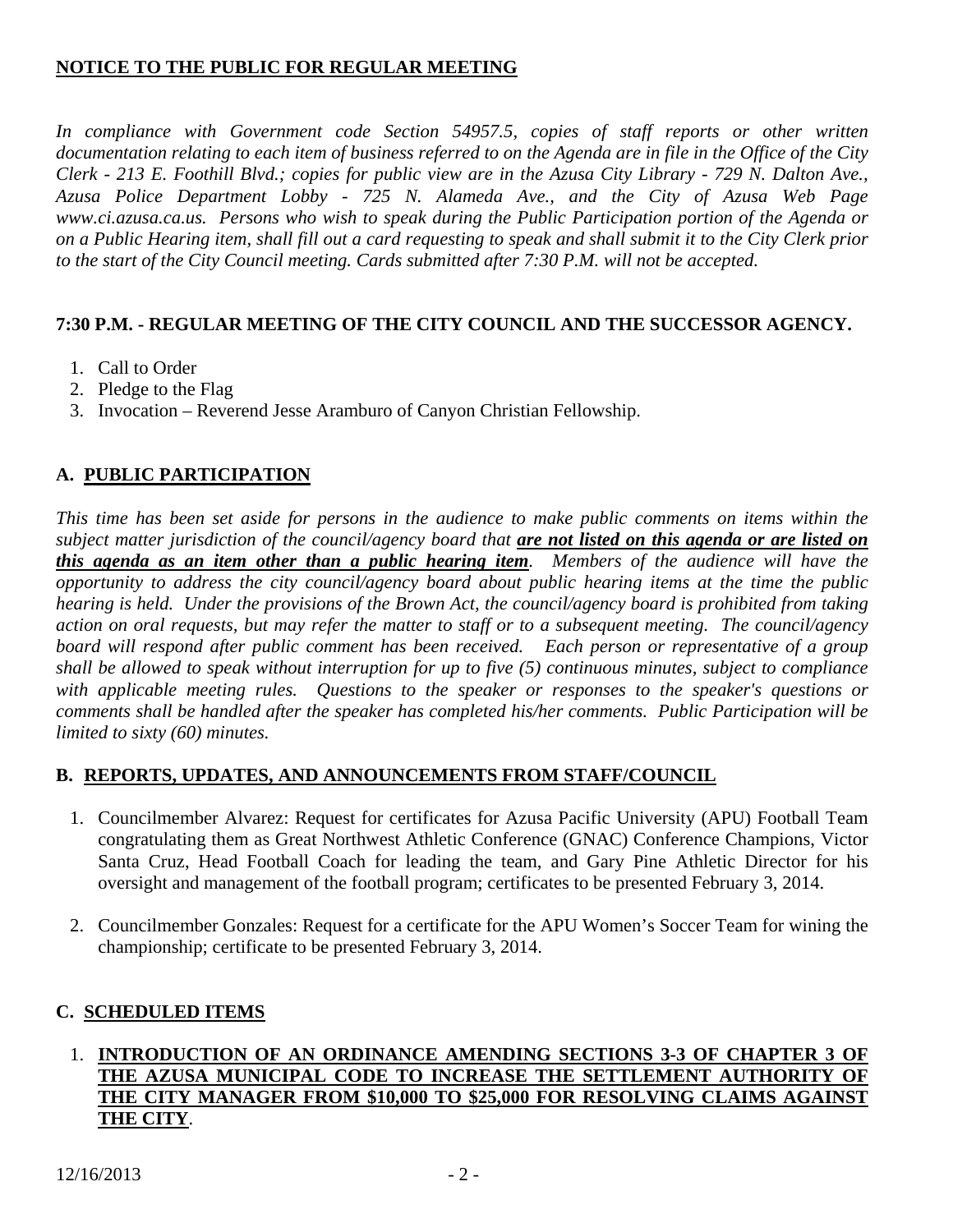## NOTICE TO THE PUBLIC FOR REGULAR MEETING

*In compliance with Government code Section 54957.5, copies of staff reports or other written documentation relating to each item of business referred to on the Agenda are in file in the Office of the City Clerk - 213 E. Foothill Blvd.; copies for public view are in the Azusa City Library - 729 N. Dalton Ave., Azusa Police Department Lobby - 725 N. Alameda Ave., and the City of Azusa Web Page www.ci.azusa.ca.us. Persons who wish to speak during the Public Participation portion of the Agenda or on a Public Hearing item, shall fill out a card requesting to speak and shall submit it to the City Clerk prior to the start of the City Council meeting. Cards submitted after 7:30 P.M. will not be accepted.*

## 7:30 P.M. - REGULAR MEETING OF THE CITY COUNCIL AND THE SUCCESSOR AGENCY.

1. Call to Order
2. Pledge to the Flag
3. Invocation – Reverend Jesse Aramburo of Canyon Christian Fellowship.

## A. PUBLIC PARTICIPATION

*This time has been set aside for persons in the audience to make public comments on items within the subject matter jurisdiction of the council/agency board that **are not listed on this agenda or are listed on this agenda as an item other than a public hearing item**. Members of the audience will have the opportunity to address the city council/agency board about public hearing items at the time the public hearing is held. Under the provisions of the Brown Act, the council/agency board is prohibited from taking action on oral requests, but may refer the matter to staff or to a subsequent meeting. The council/agency board will respond after public comment has been received. Each person or representative of a group shall be allowed to speak without interruption for up to five (5) continuous minutes, subject to compliance with applicable meeting rules. Questions to the speaker or responses to the speaker's questions or comments shall be handled after the speaker has completed his/her comments. Public Participation will be limited to sixty (60) minutes.*

## B. REPORTS, UPDATES, AND ANNOUNCEMENTS FROM STAFF/COUNCIL

1. Councilmember Alvarez: Request for certificates for Azusa Pacific University (APU) Football Team congratulating them as Great Northwest Athletic Conference (GNAC) Conference Champions, Victor Santa Cruz, Head Football Coach for leading the team, and Gary Pine Athletic Director for his oversight and management of the football program; certificates to be presented February 3, 2014.

2. Councilmember Gonzales: Request for a certificate for the APU Women's Soccer Team for wining the championship; certificate to be presented February 3, 2014.

## C. SCHEDULED ITEMS

1. **INTRODUCTION OF AN ORDINANCE AMENDING SECTIONS 3-3 OF CHAPTER 3 OF THE AZUSA MUNICIPAL CODE TO INCREASE THE SETTLEMENT AUTHORITY OF THE CITY MANAGER FROM $10,000 TO $25,000 FOR RESOLVING CLAIMS AGAINST THE CITY**.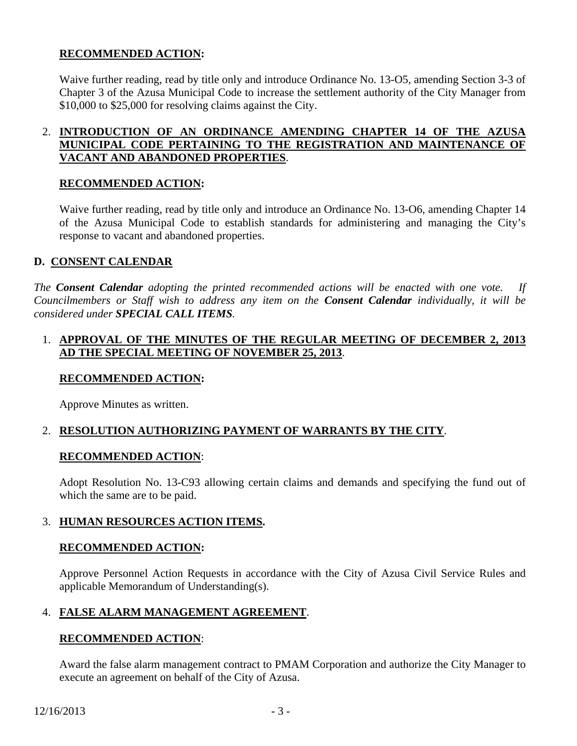**RECOMMENDED ACTION:**

Waive further reading, read by title only and introduce Ordinance No. 13-O5, amending Section 3-3 of Chapter 3 of the Azusa Municipal Code to increase the settlement authority of the City Manager from $10,000 to $25,000 for resolving claims against the City.

2. **INTRODUCTION OF AN ORDINANCE AMENDING CHAPTER 14 OF THE AZUSA MUNICIPAL CODE PERTAINING TO THE REGISTRATION AND MAINTENANCE OF VACANT AND ABANDONED PROPERTIES**.

**RECOMMENDED ACTION:**

Waive further reading, read by title only and introduce an Ordinance No. 13-O6, amending Chapter 14 of the Azusa Municipal Code to establish standards for administering and managing the City's response to vacant and abandoned properties.

## D. CONSENT CALENDAR

*The **Consent Calendar** adopting the printed recommended actions will be enacted with one vote. If Councilmembers or Staff wish to address any item on the **Consent Calendar** individually, it will be considered under **SPECIAL CALL ITEMS**.*

1. **APPROVAL OF THE MINUTES OF THE REGULAR MEETING OF DECEMBER 2, 2013 AD THE SPECIAL MEETING OF NOVEMBER 25, 2013**.

**RECOMMENDED ACTION:**

Approve Minutes as written.

2. **RESOLUTION AUTHORIZING PAYMENT OF WARRANTS BY THE CITY**.

**RECOMMENDED ACTION**:

Adopt Resolution No. 13-C93 allowing certain claims and demands and specifying the fund out of which the same are to be paid.

3. **HUMAN RESOURCES ACTION ITEMS.**

**RECOMMENDED ACTION:**

Approve Personnel Action Requests in accordance with the City of Azusa Civil Service Rules and applicable Memorandum of Understanding(s).

4. **FALSE ALARM MANAGEMENT AGREEMENT**.

**RECOMMENDED ACTION**:

Award the false alarm management contract to PMAM Corporation and authorize the City Manager to execute an agreement on behalf of the City of Azusa.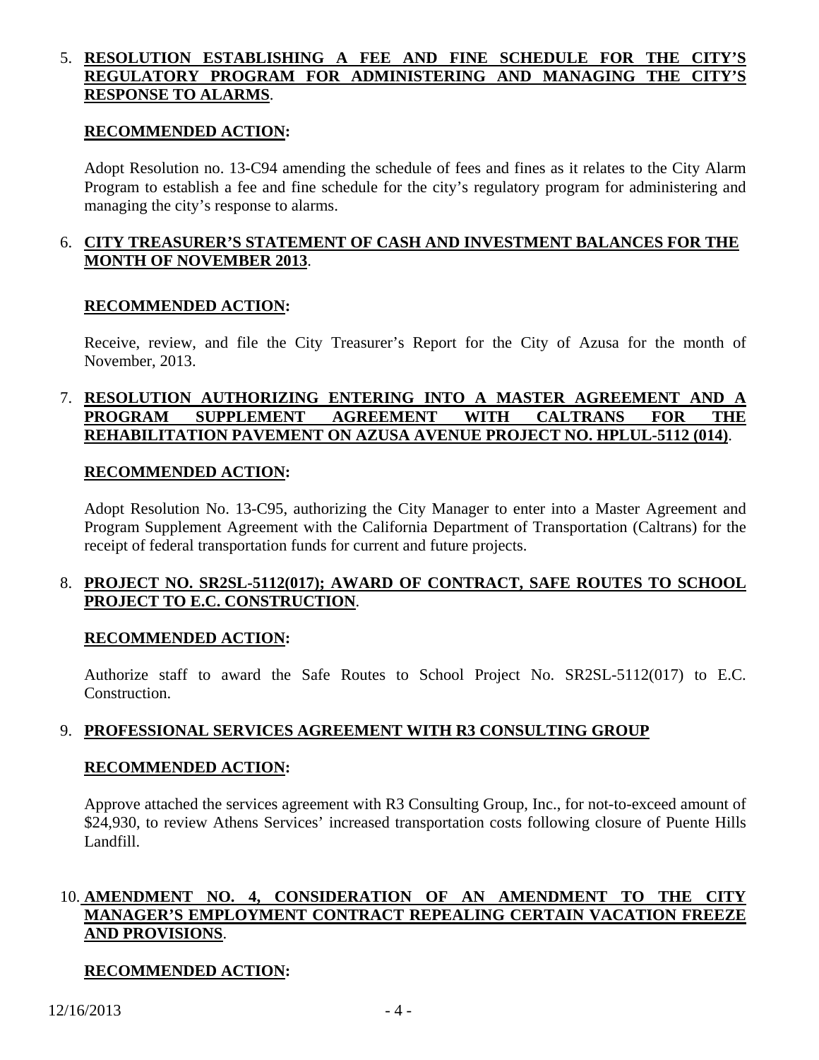5. **RESOLUTION ESTABLISHING A FEE AND FINE SCHEDULE FOR THE CITY'S REGULATORY PROGRAM FOR ADMINISTERING AND MANAGING THE CITY'S RESPONSE TO ALARMS**.

   **RECOMMENDED ACTION:**

   Adopt Resolution no. 13-C94 amending the schedule of fees and fines as it relates to the City Alarm Program to establish a fee and fine schedule for the city's regulatory program for administering and managing the city's response to alarms.

6. **CITY TREASURER'S STATEMENT OF CASH AND INVESTMENT BALANCES FOR THE MONTH OF NOVEMBER 2013**.

   **RECOMMENDED ACTION:**

   Receive, review, and file the City Treasurer's Report for the City of Azusa for the month of November, 2013.

7. **RESOLUTION AUTHORIZING ENTERING INTO A MASTER AGREEMENT AND A PROGRAM SUPPLEMENT AGREEMENT WITH CALTRANS FOR THE REHABILITATION PAVEMENT ON AZUSA AVENUE PROJECT NO. HPLUL-5112 (014)**.

   **RECOMMENDED ACTION:**

   Adopt Resolution No. 13-C95, authorizing the City Manager to enter into a Master Agreement and Program Supplement Agreement with the California Department of Transportation (Caltrans) for the receipt of federal transportation funds for current and future projects.

8. **PROJECT NO. SR2SL-5112(017); AWARD OF CONTRACT, SAFE ROUTES TO SCHOOL PROJECT TO E.C. CONSTRUCTION**.

   **RECOMMENDED ACTION:**

   Authorize staff to award the Safe Routes to School Project No. SR2SL-5112(017) to E.C. Construction.

9. **PROFESSIONAL SERVICES AGREEMENT WITH R3 CONSULTING GROUP**

   **RECOMMENDED ACTION:**

   Approve attached the services agreement with R3 Consulting Group, Inc., for not-to-exceed amount of $24,930, to review Athens Services' increased transportation costs following closure of Puente Hills Landfill.

10. **AMENDMENT NO. 4, CONSIDERATION OF AN AMENDMENT TO THE CITY MANAGER'S EMPLOYMENT CONTRACT REPEALING CERTAIN VACATION FREEZE AND PROVISIONS**.

    **RECOMMENDED ACTION:**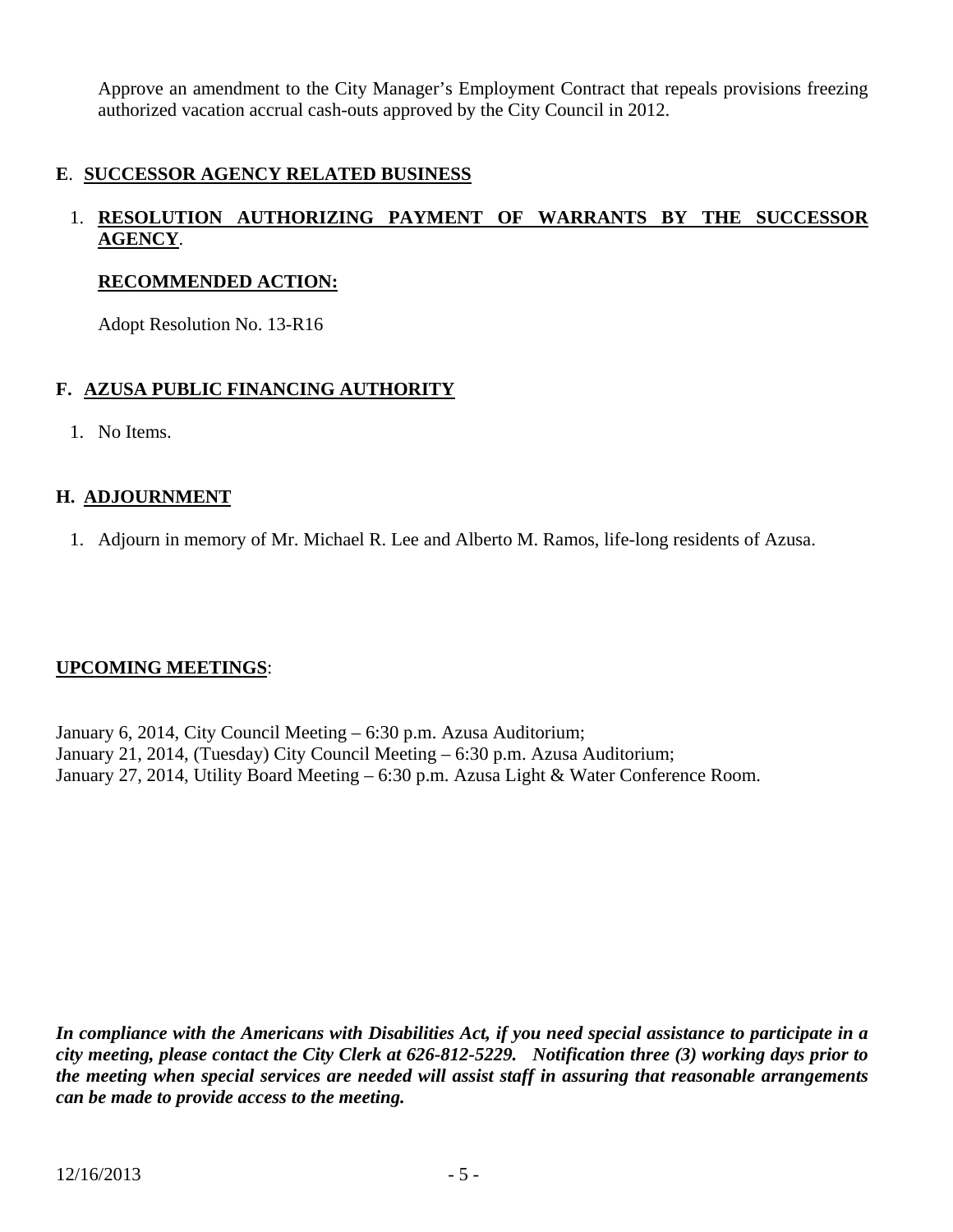Approve an amendment to the City Manager's Employment Contract that repeals provisions freezing authorized vacation accrual cash-outs approved by the City Council in 2012.

## E. SUCCESSOR AGENCY RELATED BUSINESS

1. **RESOLUTION AUTHORIZING PAYMENT OF WARRANTS BY THE SUCCESSOR AGENCY**.

   **RECOMMENDED ACTION:**

   Adopt Resolution No. 13-R16

## F. AZUSA PUBLIC FINANCING AUTHORITY

1. No Items.

## H. ADJOURNMENT

1. Adjourn in memory of Mr. Michael R. Lee and Alberto M. Ramos, life-long residents of Azusa.

**UPCOMING MEETINGS**:

January 6, 2014, City Council Meeting – 6:30 p.m. Azusa Auditorium;
January 21, 2014, (Tuesday) City Council Meeting – 6:30 p.m. Azusa Auditorium;
January 27, 2014, Utility Board Meeting – 6:30 p.m. Azusa Light & Water Conference Room.

***In compliance with the Americans with Disabilities Act, if you need special assistance to participate in a city meeting, please contact the City Clerk at 626-812-5229. Notification three (3) working days prior to the meeting when special services are needed will assist staff in assuring that reasonable arrangements can be made to provide access to the meeting.***

12/16/2013